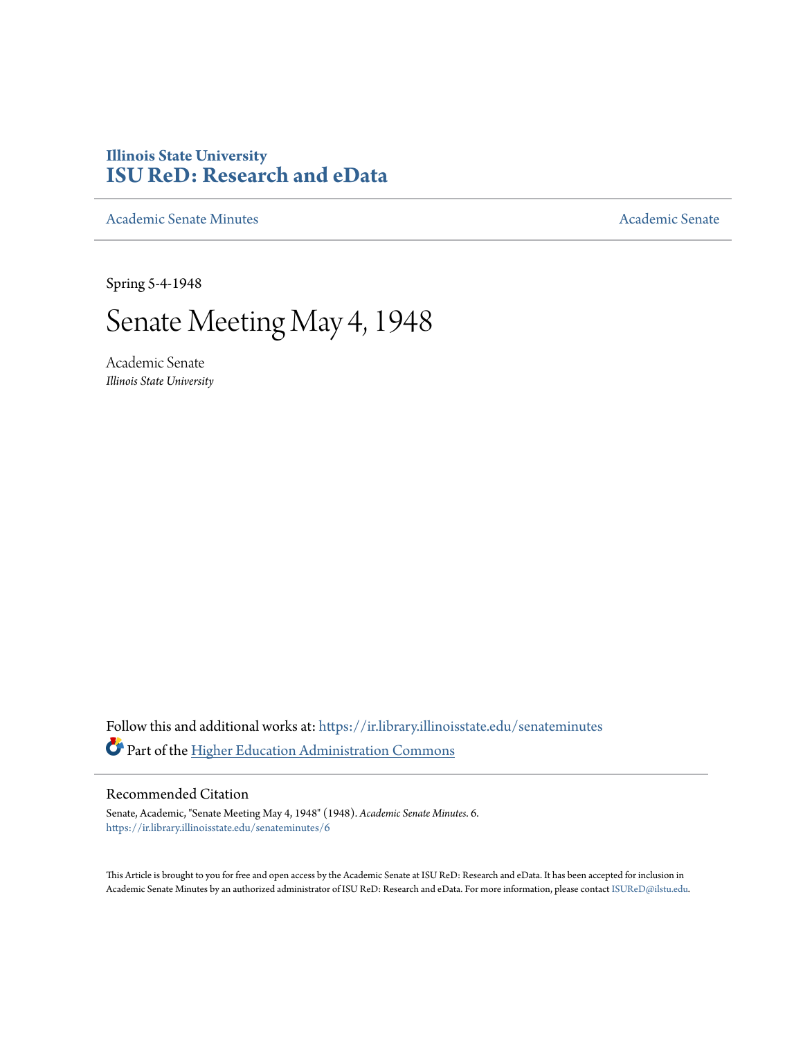**Illinois State University**
**ISU ReD: Research and eData**

Academic Senate Minutes

Academic Senate

Spring 5-4-1948

# Senate Meeting May 4, 1948

Academic Senate
*Illinois State University*

Follow this and additional works at: https://ir.library.illinoisstate.edu/senateminutes

Part of the Higher Education Administration Commons

## Recommended Citation

Senate, Academic, "Senate Meeting May 4, 1948" (1948). *Academic Senate Minutes*. 6.
https://ir.library.illinoisstate.edu/senateminutes/6

This Article is brought to you for free and open access by the Academic Senate at ISU ReD: Research and eData. It has been accepted for inclusion in Academic Senate Minutes by an authorized administrator of ISU ReD: Research and eData. For more information, please contact ISUReD@ilstu.edu.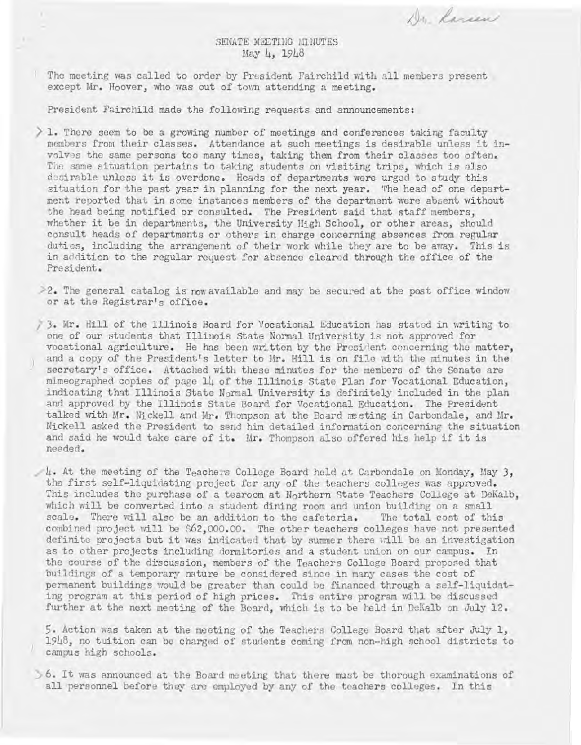Dr. Larsen

SENATE MEETING MINUTES
May 4, 1948

The meeting was called to order by President Fairchild with all members present except Mr. Hoover, who was out of town attending a meeting.

President Fairchild made the following requests and announcements:

1. There seem to be a growing number of meetings and conferences taking faculty members from their classes. Attendance at such meetings is desirable unless it involves the same persons too many times, taking them from their classes too often. The same situation pertains to taking students on visiting trips, which is also desirable unless it is overdone. Heads of departments were urged to study this situation for the past year in planning for the next year. The head of one department reported that in some instances members of the department were absent without the head being notified or consulted. The President said that staff members, whether it be in departments, the University High School, or other areas, should consult heads of departments or others in charge concerning absences from regular duties, including the arrangement of their work while they are to be away. This is in addition to the regular request for absence cleared through the office of the President.

2. The general catalog is now available and may be secured at the post office window or at the Registrar's office.

3. Mr. Hill of the Illinois Board for Vocational Education has stated in writing to one of our students that Illinois State Normal University is not approved for vocational agriculture. He has been written by the President concerning the matter, and a copy of the President's letter to Mr. Hill is on file with the minutes in the secretary's office. Attached with these minutes for the members of the Senate are mimeographed copies of page 14 of the Illinois State Plan for Vocational Education, indicating that Illinois State Normal University is definitely included in the plan and approved by the Illinois State Board for Vocational Education. The President talked with Mr. Nickell and Mr. Thompson at the Board meeting in Carbondale, and Mr. Nickell asked the President to send him detailed information concerning the situation and said he would take care of it. Mr. Thompson also offered his help if it is needed.

4. At the meeting of the Teachers College Board held at Carbondale on Monday, May 3, the first self-liquidating project for any of the teachers colleges was approved. This includes the purchase of a tearoom at Northern State Teachers College at DeKalb, which will be converted into a student dining room and union building on a small scale. There will also be an addition to the cafeteria. The total cost of this combined project will be $62,000.00. The other teachers colleges have not presented definite projects but it was indicated that by summer there will be an investigation as to other projects including dormitories and a student union on our campus. In the course of the discussion, members of the Teachers College Board proposed that buildings of a temporary nature be considered since in many cases the cost of permanent buildings would be greater than could be financed through a self-liquidating program at this period of high prices. This entire program will be discussed further at the next meeting of the Board, which is to be held in DeKalb on July 12.

5. Action was taken at the meeting of the Teachers College Board that after July 1, 1948, no tuition can be charged of students coming from non-high school districts to campus high schools.

6. It was announced at the Board meeting that there must be thorough examinations of all personnel before they are employed by any of the teachers colleges. In this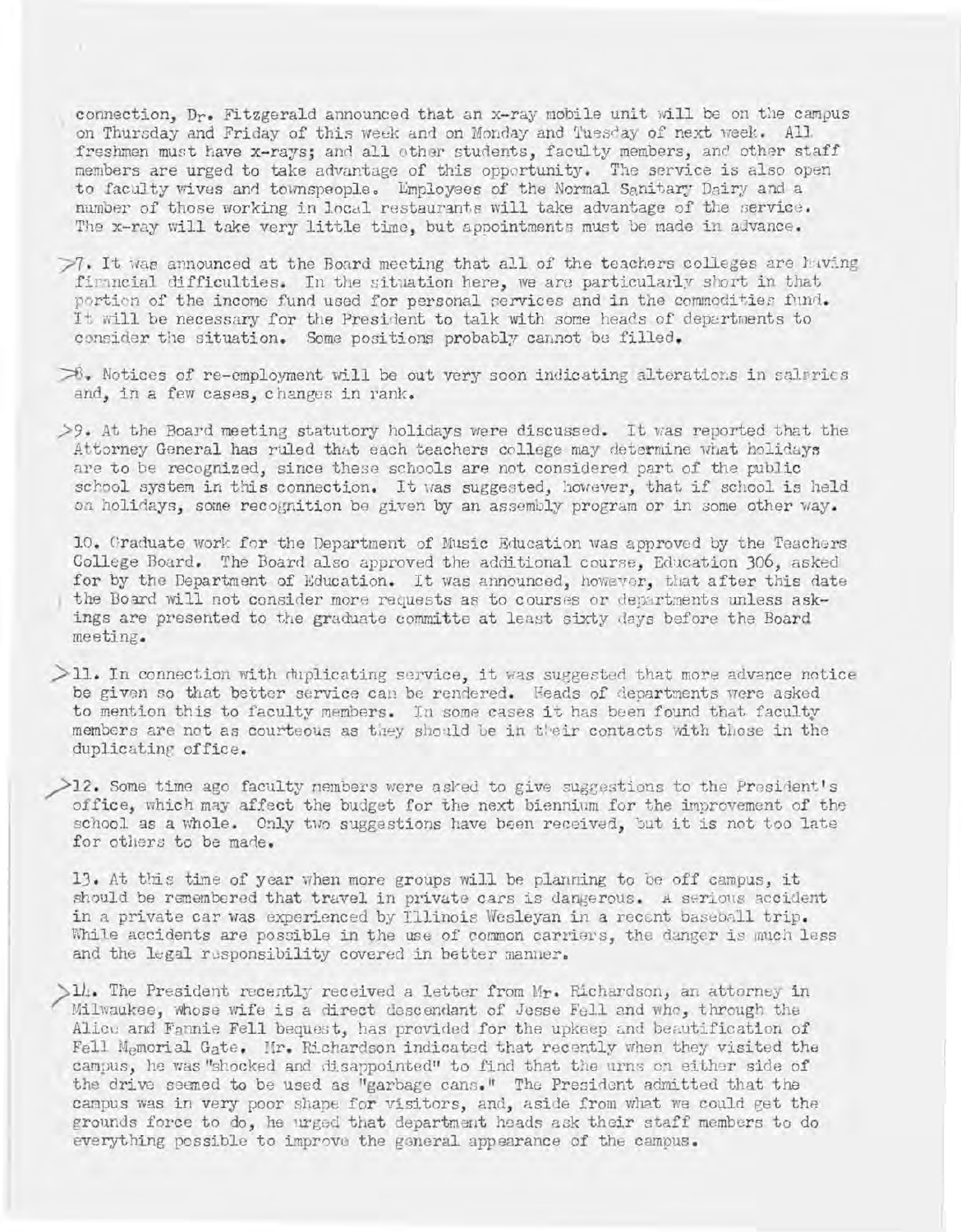connection, Dr. Fitzgerald announced that an x-ray mobile unit will be on the campus on Thursday and Friday of this week and on Monday and Tuesday of next week. All freshmen must have x-rays; and all other students, faculty members, and other staff members are urged to take advantage of this opportunity. The service is also open to faculty wives and townspeople. Employees of the Normal Sanitary Dairy and a number of those working in local restaurants will take advantage of the service. The x-ray will take very little time, but appointments must be made in advance.

7. It was announced at the Board meeting that all of the teachers colleges are having financial difficulties. In the situation here, we are particularly short in that portion of the income fund used for personal services and in the commodities fund. It will be necessary for the President to talk with some heads of departments to consider the situation. Some positions probably cannot be filled.

8. Notices of re-employment will be out very soon indicating alterations in salaries and, in a few cases, changes in rank.

9. At the Board meeting statutory holidays were discussed. It was reported that the Attorney General has ruled that each teachers college may determine what holidays are to be recognized, since these schools are not considered part of the public school system in this connection. It was suggested, however, that if school is held on holidays, some recognition be given by an assembly program or in some other way.

10. Graduate work for the Department of Music Education was approved by the Teachers College Board. The Board also approved the additional course, Education 306, asked for by the Department of Education. It was announced, however, that after this date the Board will not consider more requests as to courses or departments unless askings are presented to the graduate committe at least sixty days before the Board meeting.

11. In connection with duplicating service, it was suggested that more advance notice be given so that better service can be rendered. Heads of departments were asked to mention this to faculty members. In some cases it has been found that faculty members are not as courteous as they should be in their contacts with those in the duplicating office.

12. Some time ago faculty members were asked to give suggestions to the President's office, which may affect the budget for the next biennium for the improvement of the school as a whole. Only two suggestions have been received, but it is not too late for others to be made.

13. At this time of year when more groups will be planning to be off campus, it should be remembered that travel in private cars is dangerous. A serious accident in a private car was experienced by Illinois Wesleyan in a recent baseball trip. While accidents are possible in the use of common carriers, the danger is much less and the legal responsibility covered in better manner.

14. The President recently received a letter from Mr. Richardson, an attorney in Milwaukee, whose wife is a direct descendant of Jesse Fell and who, through the Alice and Fannie Fell bequest, has provided for the upkeep and beautification of Fell Memorial Gate. Mr. Richardson indicated that recently when they visited the campus, he was "shocked and disappointed" to find that the urns on either side of the drive seemed to be used as "garbage cans." The President admitted that the campus was in very poor shape for visitors, and, aside from what we could get the grounds force to do, he urged that department heads ask their staff members to do everything possible to improve the general appearance of the campus.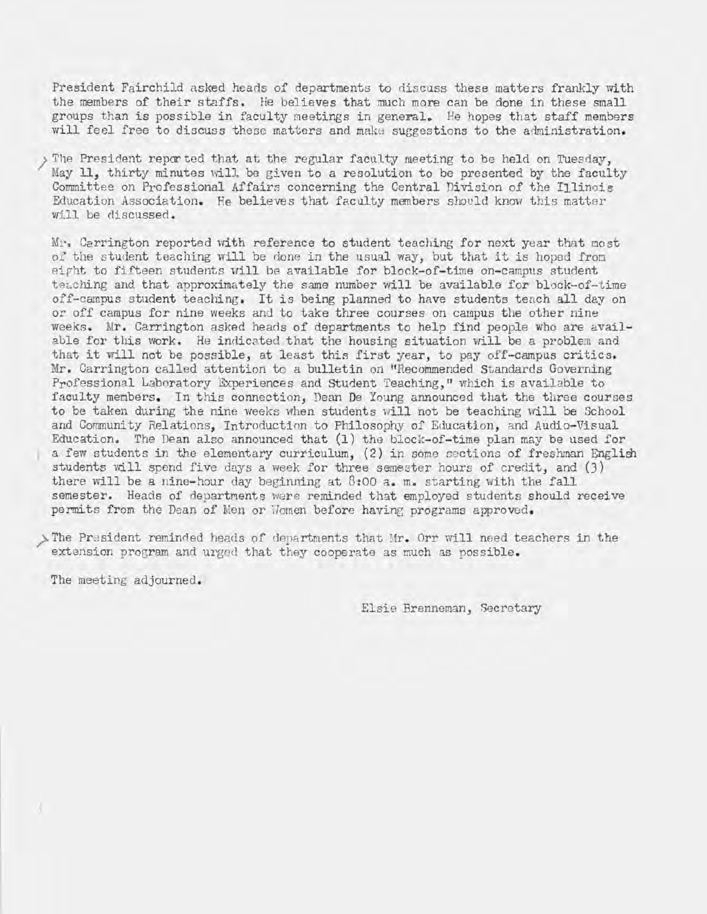President Fairchild asked heads of departments to discuss these matters frankly with the members of their staffs. He believes that much more can be done in these small groups than is possible in faculty meetings in general. He hopes that staff members will feel free to discuss these matters and make suggestions to the administration.

The President reported that at the regular faculty meeting to be held on Tuesday, May 11, thirty minutes will be given to a resolution to be presented by the faculty Committee on Professional Affairs concerning the Central Division of the Illinois Education Association. He believes that faculty members should know this matter will be discussed.

Mr. Carrington reported with reference to student teaching for next year that most of the student teaching will be done in the usual way, but that it is hoped from eight to fifteen students will be available for block-of-time on-campus student teaching and that approximately the same number will be available for block-of-time off-campus student teaching. It is being planned to have students teach all day on or off campus for nine weeks and to take three courses on campus the other nine weeks. Mr. Carrington asked heads of departments to help find people who are available for this work. He indicated that the housing situation will be a problem and that it will not be possible, at least this first year, to pay off-campus critics. Mr. Carrington called attention to a bulletin on "Recommended Standards Governing Professional Laboratory Experiences and Student Teaching," which is available to faculty members. In this connection, Dean De Young announced that the three courses to be taken during the nine weeks when students will not be teaching will be School and Community Relations, Introduction to Philosophy of Education, and Audio-Visual Education. The Dean also announced that (1) the block-of-time plan may be used for a few students in the elementary curriculum, (2) in some sections of freshman English students will spend five days a week for three semester hours of credit, and (3) there will be a nine-hour day beginning at 8:00 a. m. starting with the fall semester. Heads of departments were reminded that employed students should receive permits from the Dean of Men or Women before having programs approved.

The President reminded heads of departments that Mr. Orr will need teachers in the extension program and urged that they cooperate as much as possible.

The meeting adjourned.

Elsie Brenneman, Secretary